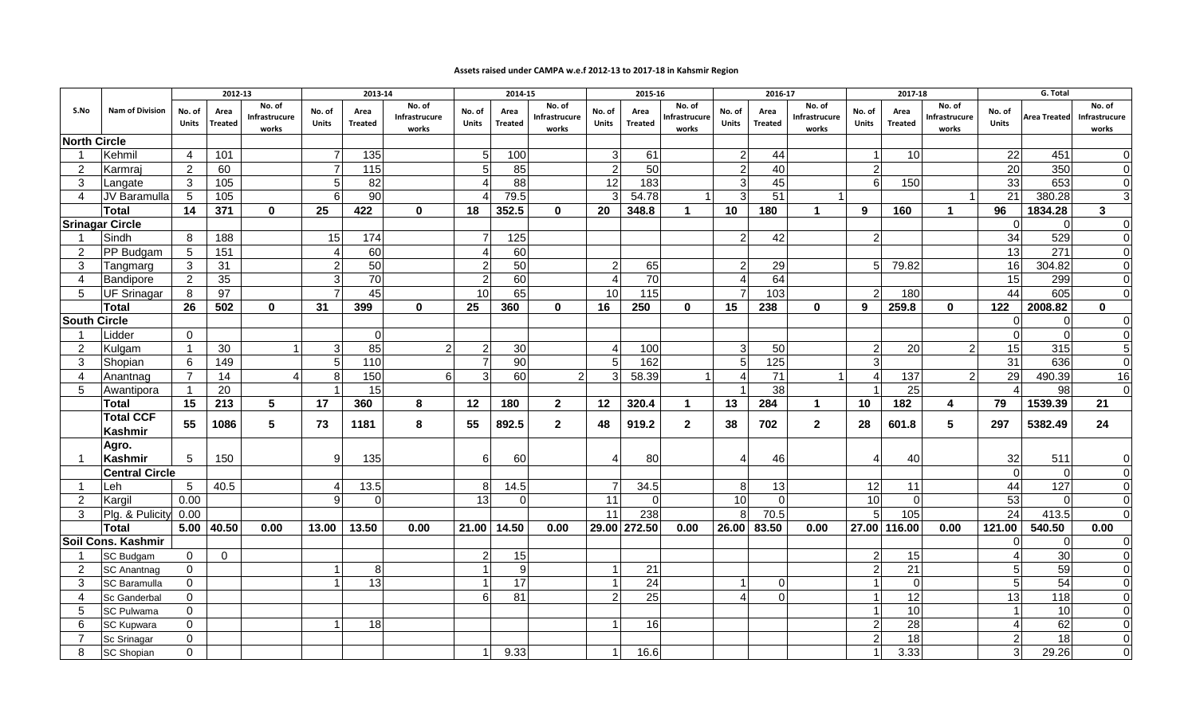**Assets raised under CAMPA w.e.f 2012-13 to 2017-18 in Kahsmir Region**

| S.No | Nam of Division | 2012-13 | | | 2013-14 | | | 2014-15 | | | 2015-16 | | | 2016-17 | | | 2017-18 | | | G. Total | | |
|---|---|---|---|---|---|---|---|---|---|---|---|---|---|---|---|---|---|---|---|---|---|---|
| | | No. of Units | Area Treated | No. of Infrastrucure works | No. of Units | Area Treated | No. of Infrastrucure works | No. of Units | Area Treated | No. of Infrastrucure works | No. of Units | Area Treated | No. of Infrastrucure works | No. of Units | Area Treated | No. of Infrastrucure works | No. of Units | Area Treated | No. of Infrastrucure works | No. of Units | Area Treated | No. of Infrastrucure works |
| **North Circle** | | | | | | | | | | | | | | | | | | | | | | |
| 1 | Kehmil | 4 | 101 | | 7 | 135 | | 5 | 100 | | 3 | 61 | | 2 | 44 | | 1 | 10 | | 22 | 451 | 0 |
| 2 | Karmraj | 2 | 60 | | 7 | 115 | | 5 | 85 | | 2 | 50 | | 2 | 40 | | 2 | | | 20 | 350 | 0 |
| 3 | Langate | 3 | 105 | | 5 | 82 | | 4 | 88 | | 12 | 183 | | 3 | 45 | | 6 | 150 | | 33 | 653 | 0 |
| 4 | JV Baramulla | 5 | 105 | | 6 | 90 | | 4 | 79.5 | | 3 | 54.78 | 1 | 3 | 51 | 1 | | | 1 | 21 | 380.28 | 3 |
| | **Total** | **14** | **371** | **0** | **25** | **422** | **0** | **18** | **352.5** | **0** | **20** | **348.8** | **1** | **10** | **180** | **1** | **9** | **160** | **1** | **96** | **1834.28** | **3** |
| **Srinagar Circle** | | | | | | | | | | | | | | | | | | | | 0 | 0 | 0 |
| 1 | Sindh | 8 | 188 | | 15 | 174 | | 7 | 125 | | | | | 2 | 42 | | 2 | | | 34 | 529 | 0 |
| 2 | PP Budgam | 5 | 151 | | 4 | 60 | | 4 | 60 | | | | | | | | | | | 13 | 271 | 0 |
| 3 | Tangmarg | 3 | 31 | | 2 | 50 | | 2 | 50 | | 2 | 65 | | 2 | 29 | | 5 | 79.82 | | 16 | 304.82 | 0 |
| 4 | Bandipore | 2 | 35 | | 3 | 70 | | 2 | 60 | | 4 | 70 | | 4 | 64 | | | | | 15 | 299 | 0 |
| 5 | UF Srinagar | 8 | 97 | | 7 | 45 | | 10 | 65 | | 10 | 115 | | 7 | 103 | | 2 | 180 | | 44 | 605 | 0 |
| | **Total** | **26** | **502** | **0** | **31** | **399** | **0** | **25** | **360** | **0** | **16** | **250** | **0** | **15** | **238** | **0** | **9** | **259.8** | **0** | **122** | **2008.82** | **0** |
| **South Circle** | | | | | | | | | | | | | | | | | | | | 0 | 0 | 0 |
| 1 | Lidder | 0 | | | | 0 | | | | | | | | | | | | | | 0 | 0 | 0 |
| 2 | Kulgam | 1 | 30 | 1 | 3 | 85 | 2 | 2 | 30 | | 4 | 100 | | 3 | 50 | | 2 | 20 | 2 | 15 | 315 | 5 |
| 3 | Shopian | 6 | 149 | | 5 | 110 | | 7 | 90 | | 5 | 162 | | 5 | 125 | | 3 | | | 31 | 636 | 0 |
| 4 | Anantnag | 7 | 14 | 4 | 8 | 150 | 6 | 3 | 60 | 2 | 3 | 58.39 | 1 | 4 | 71 | 1 | 4 | 137 | 2 | 29 | 490.39 | 16 |
| 5 | Awantipora | 1 | 20 | | 1 | 15 | | | | | | | | 1 | 38 | | 1 | 25 | | 4 | 98 | 0 |
| | **Total** | **15** | **213** | **5** | **17** | **360** | **8** | **12** | **180** | **2** | **12** | **320.4** | **1** | **13** | **284** | **1** | **10** | **182** | **4** | **79** | **1539.39** | **21** |
| | **Total CCF Kashmir** | **55** | **1086** | **5** | **73** | **1181** | **8** | **55** | **892.5** | **2** | **48** | **919.2** | **2** | **38** | **702** | **2** | **28** | **601.8** | **5** | **297** | **5382.49** | **24** |
| 1 | **Agro. Kashmir** | 5 | 150 | | 9 | 135 | | 6 | 60 | | 4 | 80 | | 4 | 46 | | 4 | 40 | | 32 | 511 | 0 |
| | **Central Circle** | | | | | | | | | | | | | | | | | | | 0 | 0 | 0 |
| 1 | Leh | 5 | 40.5 | | 4 | 13.5 | | 8 | 14.5 | | 7 | 34.5 | | 8 | 13 | | 12 | 11 | | 44 | 127 | 0 |
| 2 | Kargil | 0.00 | | | 9 | 0 | | 13 | 0 | | 11 | 0 | | 10 | 0 | | 10 | 0 | | 53 | 0 | 0 |
| 3 | Plg. & Pulicity | 0.00 | | | | | | | | | 11 | 238 | | 8 | 70.5 | | 5 | 105 | | 24 | 413.5 | 0 |
| | **Total** | **5.00** | **40.50** | **0.00** | **13.00** | **13.50** | **0.00** | **21.00** | **14.50** | **0.00** | **29.00** | **272.50** | **0.00** | **26.00** | **83.50** | **0.00** | **27.00** | **116.00** | **0.00** | **121.00** | **540.50** | **0.00** |
| **Soil Cons. Kashmir** | | | | | | | | | | | | | | | | | | | | 0 | 0 | 0 |
| 1 | SC Budgam | 0 | 0 | | | | | 2 | 15 | | | | | | | | 2 | 15 | | 4 | 30 | 0 |
| 2 | SC Anantnag | 0 | | | 1 | 8 | | 1 | 9 | | 1 | 21 | | | | | 2 | 21 | | 5 | 59 | 0 |
| 3 | SC Baramulla | 0 | | | 1 | 13 | | 1 | 17 | | 1 | 24 | | 1 | 0 | | 1 | 0 | | 5 | 54 | 0 |
| 4 | Sc Ganderbal | 0 | | | | | | 6 | 81 | | 2 | 25 | | 4 | 0 | | 1 | 12 | | 13 | 118 | 0 |
| 5 | SC Pulwama | 0 | | | | | | | | | | | | | | | 1 | 10 | | 1 | 10 | 0 |
| 6 | SC Kupwara | 0 | | | 1 | 18 | | | | | 1 | 16 | | | | | 2 | 28 | | 4 | 62 | 0 |
| 7 | Sc Srinagar | 0 | | | | | | | | | | | | | | | 2 | 18 | | 2 | 18 | 0 |
| 8 | SC Shopian | 0 | | | | | | 1 | 9.33 | | 1 | 16.6 | | | | | 1 | 3.33 | | 3 | 29.26 | 0 |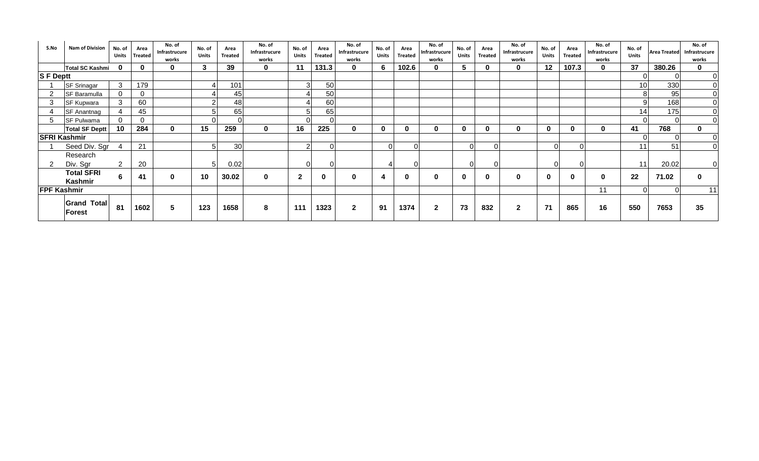| S.No | Nam of Division | No. of Units | Area Treated | No. of Infrastrucure works | No. of Units | Area Treated | No. of Infrastrucure works | No. of Units | Area Treated | No. of Infrastrucure works | No. of Units | Area Treated | No. of Infrastrucure works | No. of Units | Area Treated | No. of Infrastrucure works | No. of Units | Area Treated | No. of Infrastrucure works | No. of Units | Area Treated | No. of Infrastrucure works |
|---|---|---|---|---|---|---|---|---|---|---|---|---|---|---|---|---|---|---|---|---|---|---|
| | **Total SC Kashmi** | **0** | **0** | **0** | **3** | **39** | **0** | **11** | **131.3** | **0** | **6** | **102.6** | **0** | **5** | **0** | **0** | **12** | **107.3** | **0** | **37** | **380.26** | **0** |
| **S F Deptt** | | | | | | | | | | | | | | | | | | | | 0 | 0 | 0 |
| 1 | SF Srinagar | 3 | 179 | | 4 | 101 | | 3 | 50 | | | | | | | | | | | 10 | 330 | 0 |
| 2 | SF Baramulla | 0 | 0 | | 4 | 45 | | 4 | 50 | | | | | | | | | | | 8 | 95 | 0 |
| 3 | SF Kupwara | 3 | 60 | | 2 | 48 | | 4 | 60 | | | | | | | | | | | 9 | 168 | 0 |
| 4 | SF Anantnag | 4 | 45 | | 5 | 65 | | 5 | 65 | | | | | | | | | | | 14 | 175 | 0 |
| 5 | SF Pulwama | 0 | 0 | | 0 | 0 | | 0 | 0 | | | | | | | | | | | 0 | 0 | 0 |
| | **Total SF Deptt** | **10** | **284** | **0** | **15** | **259** | **0** | **16** | **225** | **0** | **0** | **0** | **0** | **0** | **0** | **0** | **0** | **0** | **0** | **41** | **768** | **0** |
| **SFRI Kashmir** | | | | | | | | | | | | | | | | | | | | 0 | 0 | 0 |
| 1 | Seed Div. Sgr | 4 | 21 | | 5 | 30 | | 2 | 0 | | 0 | 0 | | 0 | 0 | | 0 | 0 | | 11 | 51 | 0 |
| 2 | Research Div. Sgr | 2 | 20 | | 5 | 0.02 | | 0 | 0 | | 4 | 0 | | 0 | 0 | | 0 | 0 | | 11 | 20.02 | 0 |
| | **Total SFRI Kashmir** | **6** | **41** | **0** | **10** | **30.02** | **0** | **2** | **0** | **0** | **4** | **0** | **0** | **0** | **0** | **0** | **0** | **0** | **0** | **22** | **71.02** | **0** |
| **FPF Kashmir** | | | | | | | | | | | | | | | | | | | 11 | 0 | 0 | 11 |
| | **Grand Total Forest** | **81** | **1602** | **5** | **123** | **1658** | **8** | **111** | **1323** | **2** | **91** | **1374** | **2** | **73** | **832** | **2** | **71** | **865** | **16** | **550** | **7653** | **35** |